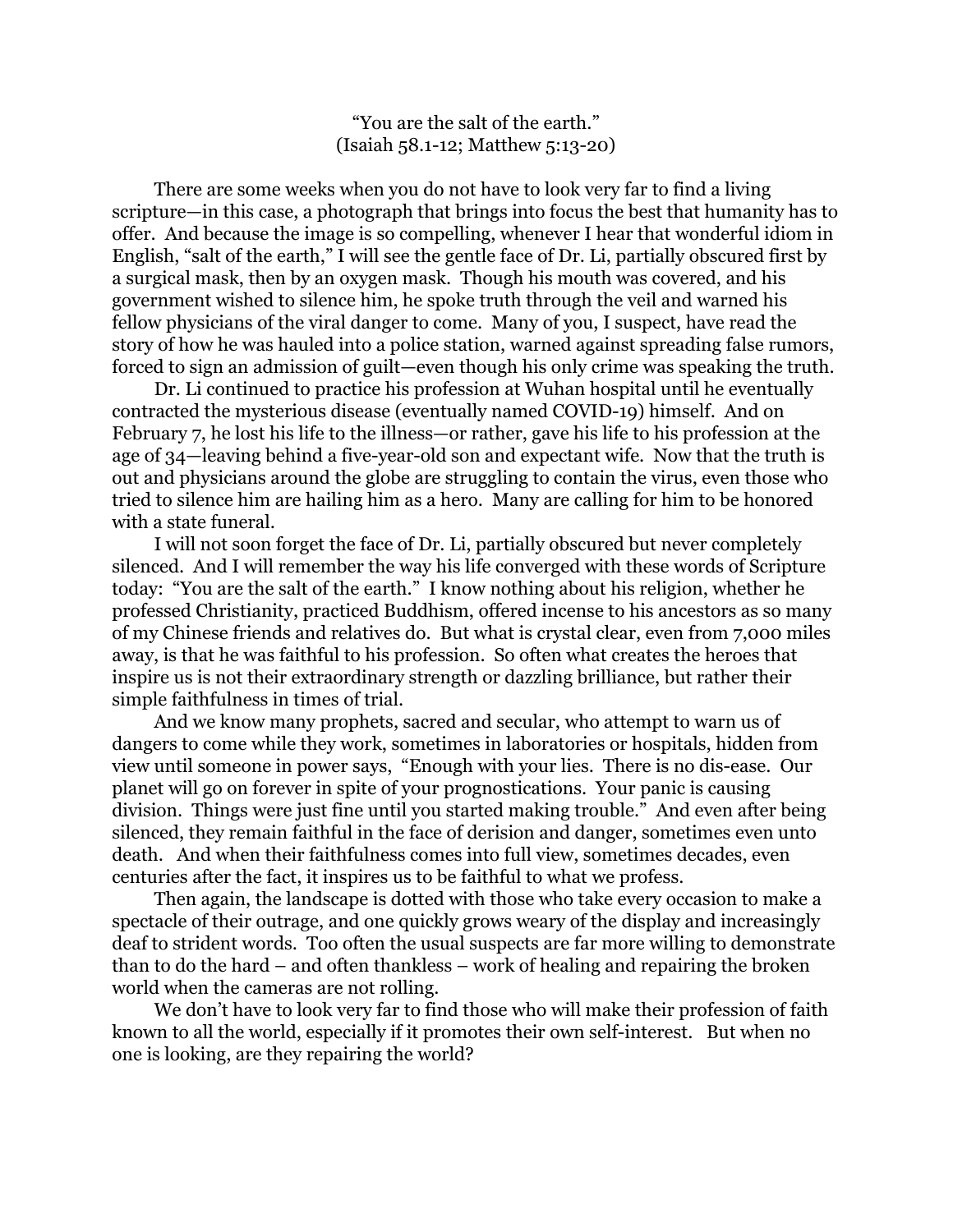“You are the salt of the earth.”
(Isaiah 58.1-12; Matthew 5:13-20)

There are some weeks when you do not have to look very far to find a living scripture—in this case, a photograph that brings into focus the best that humanity has to offer. And because the image is so compelling, whenever I hear that wonderful idiom in English, “salt of the earth,” I will see the gentle face of Dr. Li, partially obscured first by a surgical mask, then by an oxygen mask. Though his mouth was covered, and his government wished to silence him, he spoke truth through the veil and warned his fellow physicians of the viral danger to come. Many of you, I suspect, have read the story of how he was hauled into a police station, warned against spreading false rumors, forced to sign an admission of guilt—even though his only crime was speaking the truth.

Dr. Li continued to practice his profession at Wuhan hospital until he eventually contracted the mysterious disease (eventually named COVID-19) himself. And on February 7, he lost his life to the illness—or rather, gave his life to his profession at the age of 34—leaving behind a five-year-old son and expectant wife. Now that the truth is out and physicians around the globe are struggling to contain the virus, even those who tried to silence him are hailing him as a hero. Many are calling for him to be honored with a state funeral.

I will not soon forget the face of Dr. Li, partially obscured but never completely silenced. And I will remember the way his life converged with these words of Scripture today: “You are the salt of the earth.” I know nothing about his religion, whether he professed Christianity, practiced Buddhism, offered incense to his ancestors as so many of my Chinese friends and relatives do. But what is crystal clear, even from 7,000 miles away, is that he was faithful to his profession. So often what creates the heroes that inspire us is not their extraordinary strength or dazzling brilliance, but rather their simple faithfulness in times of trial.

And we know many prophets, sacred and secular, who attempt to warn us of dangers to come while they work, sometimes in laboratories or hospitals, hidden from view until someone in power says, “Enough with your lies. There is no dis-ease. Our planet will go on forever in spite of your prognostications. Your panic is causing division. Things were just fine until you started making trouble.” And even after being silenced, they remain faithful in the face of derision and danger, sometimes even unto death. And when their faithfulness comes into full view, sometimes decades, even centuries after the fact, it inspires us to be faithful to what we profess.

Then again, the landscape is dotted with those who take every occasion to make a spectacle of their outrage, and one quickly grows weary of the display and increasingly deaf to strident words. Too often the usual suspects are far more willing to demonstrate than to do the hard – and often thankless – work of healing and repairing the broken world when the cameras are not rolling.

We don’t have to look very far to find those who will make their profession of faith known to all the world, especially if it promotes their own self-interest. But when no one is looking, are they repairing the world?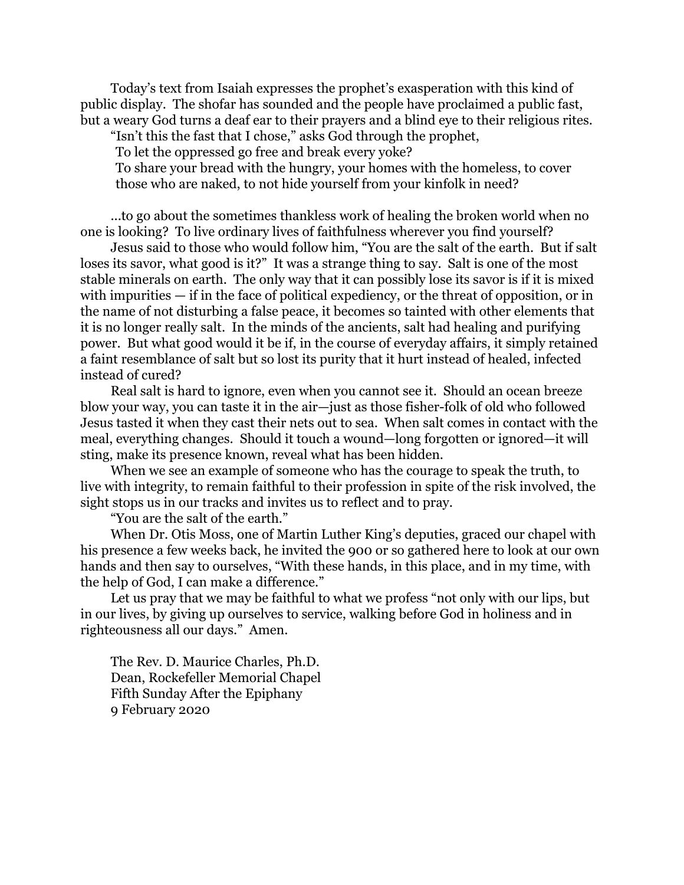Today's text from Isaiah expresses the prophet's exasperation with this kind of public display. The shofar has sounded and the people have proclaimed a public fast, but a weary God turns a deaf ear to their prayers and a blind eye to their religious rites.

"Isn't this the fast that I chose," asks God through the prophet,

> To let the oppressed go free and break every yoke?
> To share your bread with the hungry, your homes with the homeless, to cover those who are naked, to not hide yourself from your kinfolk in need?

…to go about the sometimes thankless work of healing the broken world when no one is looking? To live ordinary lives of faithfulness wherever you find yourself?

Jesus said to those who would follow him, "You are the salt of the earth. But if salt loses its savor, what good is it?" It was a strange thing to say. Salt is one of the most stable minerals on earth. The only way that it can possibly lose its savor is if it is mixed with impurities — if in the face of political expediency, or the threat of opposition, or in the name of not disturbing a false peace, it becomes so tainted with other elements that it is no longer really salt. In the minds of the ancients, salt had healing and purifying power. But what good would it be if, in the course of everyday affairs, it simply retained a faint resemblance of salt but so lost its purity that it hurt instead of healed, infected instead of cured?

Real salt is hard to ignore, even when you cannot see it. Should an ocean breeze blow your way, you can taste it in the air—just as those fisher-folk of old who followed Jesus tasted it when they cast their nets out to sea. When salt comes in contact with the meal, everything changes. Should it touch a wound—long forgotten or ignored—it will sting, make its presence known, reveal what has been hidden.

When we see an example of someone who has the courage to speak the truth, to live with integrity, to remain faithful to their profession in spite of the risk involved, the sight stops us in our tracks and invites us to reflect and to pray.

"You are the salt of the earth."

When Dr. Otis Moss, one of Martin Luther King's deputies, graced our chapel with his presence a few weeks back, he invited the 900 or so gathered here to look at our own hands and then say to ourselves, "With these hands, in this place, and in my time, with the help of God, I can make a difference."

Let us pray that we may be faithful to what we profess "not only with our lips, but in our lives, by giving up ourselves to service, walking before God in holiness and in righteousness all our days." Amen.

The Rev. D. Maurice Charles, Ph.D.
Dean, Rockefeller Memorial Chapel
Fifth Sunday After the Epiphany
9 February 2020